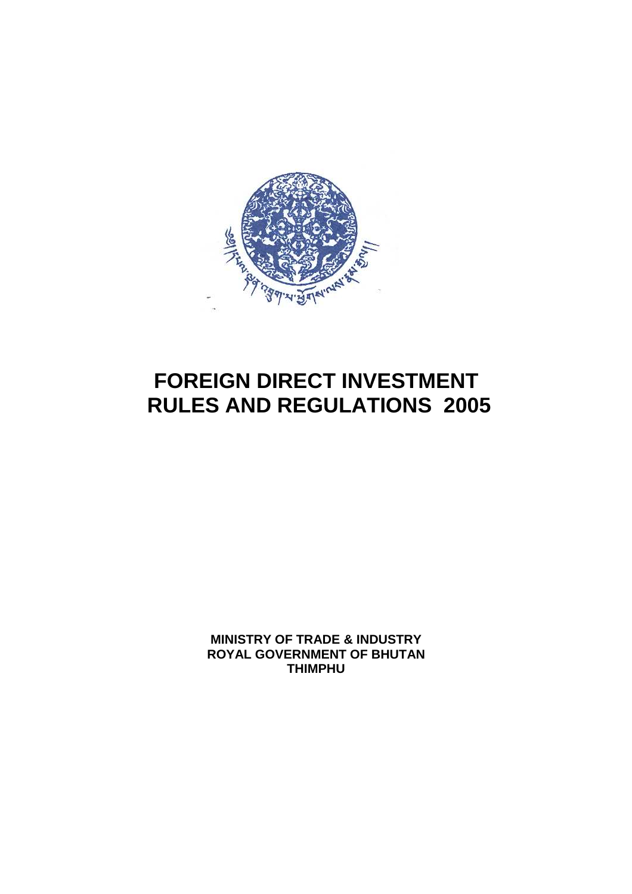# FOREIGN DIRECT INVESTMENT RULES AND REGULATIONS 2005

**MINISTRY OF TRADE & INDUSTRY**
**ROYAL GOVERNMENT OF BHUTAN**
**THIMPHU**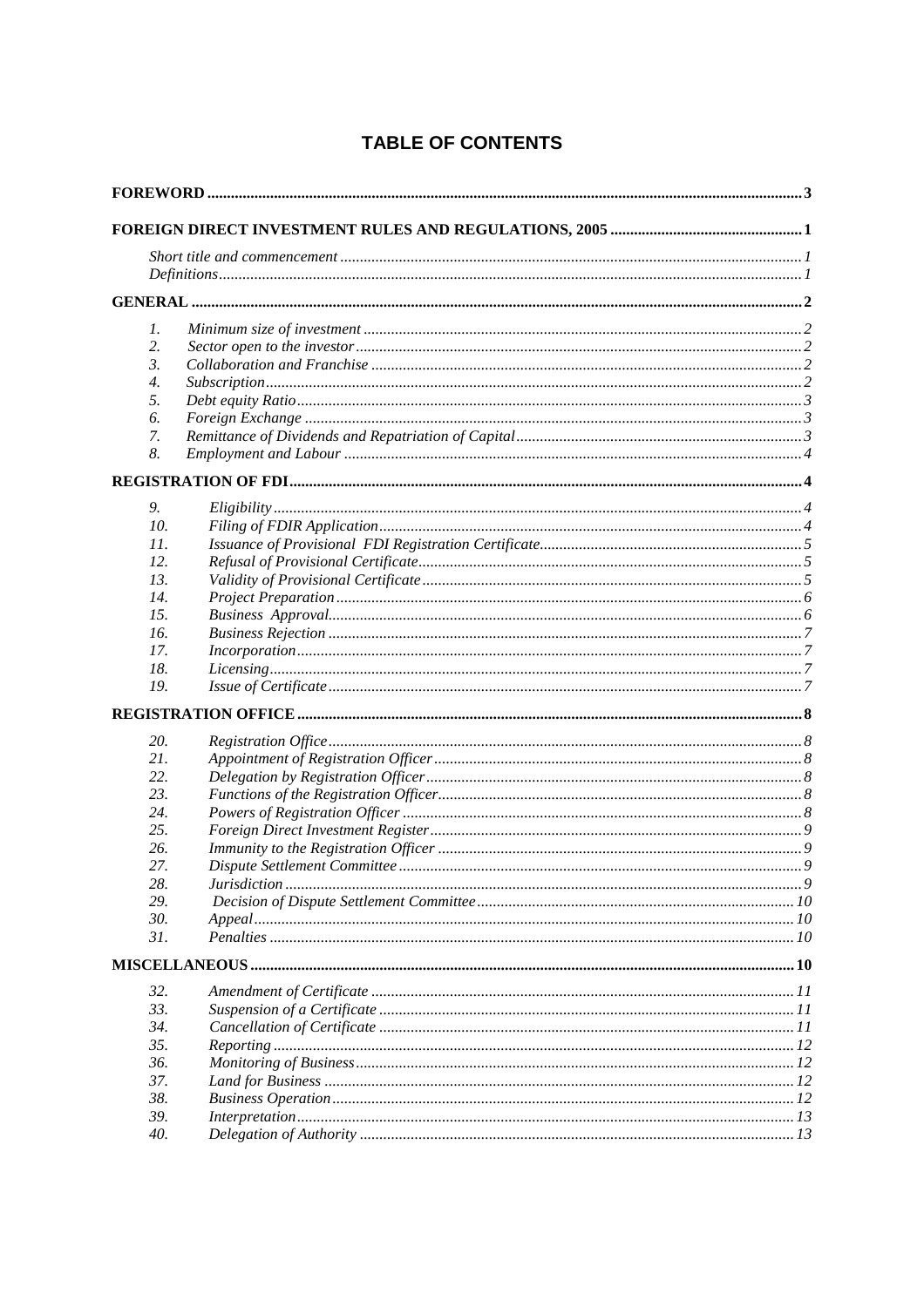# TABLE OF CONTENTS

**FOREWORD** ..... **3**

**FOREIGN DIRECT INVESTMENT RULES AND REGULATIONS, 2005** ..... **1**

*Short title and commencement* ..... *1*
*Definitions* ..... *1*

**GENERAL** ..... **2**

1. *Minimum size of investment* ..... *2*
2. *Sector open to the investor* ..... *2*
3. *Collaboration and Franchise* ..... *2*
4. *Subscription* ..... *2*
5. *Debt equity Ratio* ..... *3*
6. *Foreign Exchange* ..... *3*
7. *Remittance of Dividends and Repatriation of Capital* ..... *3*
8. *Employment and Labour* ..... *4*

**REGISTRATION OF FDI** ..... **4**

9. *Eligibility* ..... *4*
10. *Filing of FDIR Application* ..... *4*
11. *Issuance of Provisional FDI Registration Certificate* ..... *5*
12. *Refusal of Provisional Certificate* ..... *5*
13. *Validity of Provisional Certificate* ..... *5*
14. *Project Preparation* ..... *6*
15. *Business Approval* ..... *6*
16. *Business Rejection* ..... *7*
17. *Incorporation* ..... *7*
18. *Licensing* ..... *7*
19. *Issue of Certificate* ..... *7*

**REGISTRATION OFFICE** ..... **8**

20. *Registration Office* ..... *8*
21. *Appointment of Registration Officer* ..... *8*
22. *Delegation by Registration Officer* ..... *8*
23. *Functions of the Registration Officer* ..... *8*
24. *Powers of Registration Officer* ..... *8*
25. *Foreign Direct Investment Register* ..... *9*
26. *Immunity to the Registration Officer* ..... *9*
27. *Dispute Settlement Committee* ..... *9*
28. *Jurisdiction* ..... *9*
29. *Decision of Dispute Settlement Committee* ..... *10*
30. *Appeal* ..... *10*
31. *Penalties* ..... *10*

**MISCELLANEOUS** ..... **10**

32. *Amendment of Certificate* ..... *11*
33. *Suspension of a Certificate* ..... *11*
34. *Cancellation of Certificate* ..... *11*
35. *Reporting* ..... *12*
36. *Monitoring of Business* ..... *12*
37. *Land for Business* ..... *12*
38. *Business Operation* ..... *12*
39. *Interpretation* ..... *13*
40. *Delegation of Authority* ..... *13*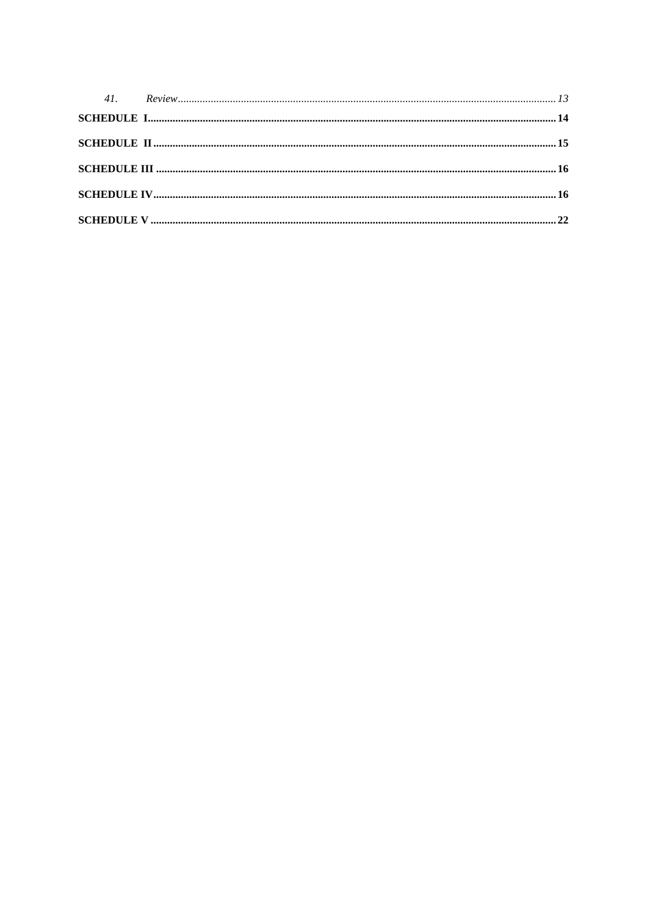41. *Review* ........................................................................................................................................ *13*

**SCHEDULE I** .................................................................................................................................. **14**

**SCHEDULE II** ................................................................................................................................. **15**

**SCHEDULE III** ............................................................................................................................... **16**

**SCHEDULE IV** ............................................................................................................................... **16**

**SCHEDULE V** ................................................................................................................................. **22**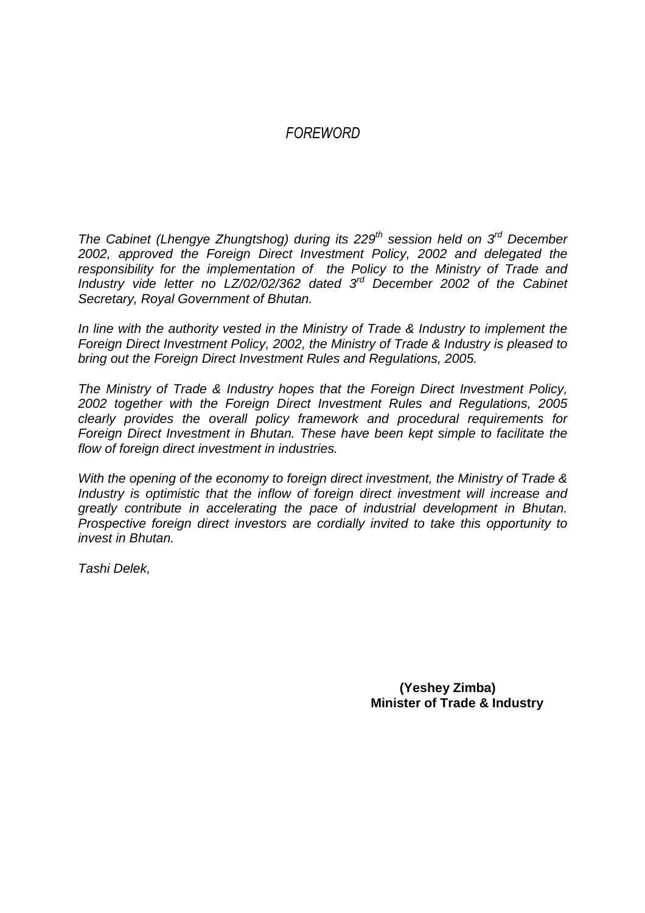# *FOREWORD*

*The Cabinet (Lhengye Zhungtshog) during its 229th session held on 3rd December 2002, approved the Foreign Direct Investment Policy, 2002 and delegated the responsibility for the implementation of the Policy to the Ministry of Trade and Industry vide letter no LZ/02/02/362 dated 3rd December 2002 of the Cabinet Secretary, Royal Government of Bhutan.*

*In line with the authority vested in the Ministry of Trade & Industry to implement the Foreign Direct Investment Policy, 2002, the Ministry of Trade & Industry is pleased to bring out the Foreign Direct Investment Rules and Regulations, 2005.*

*The Ministry of Trade & Industry hopes that the Foreign Direct Investment Policy, 2002 together with the Foreign Direct Investment Rules and Regulations, 2005 clearly provides the overall policy framework and procedural requirements for Foreign Direct Investment in Bhutan. These have been kept simple to facilitate the flow of foreign direct investment in industries.*

*With the opening of the economy to foreign direct investment, the Ministry of Trade & Industry is optimistic that the inflow of foreign direct investment will increase and greatly contribute in accelerating the pace of industrial development in Bhutan. Prospective foreign direct investors are cordially invited to take this opportunity to invest in Bhutan.*

*Tashi Delek,*

**(Yeshey Zimba)**
**Minister of Trade & Industry**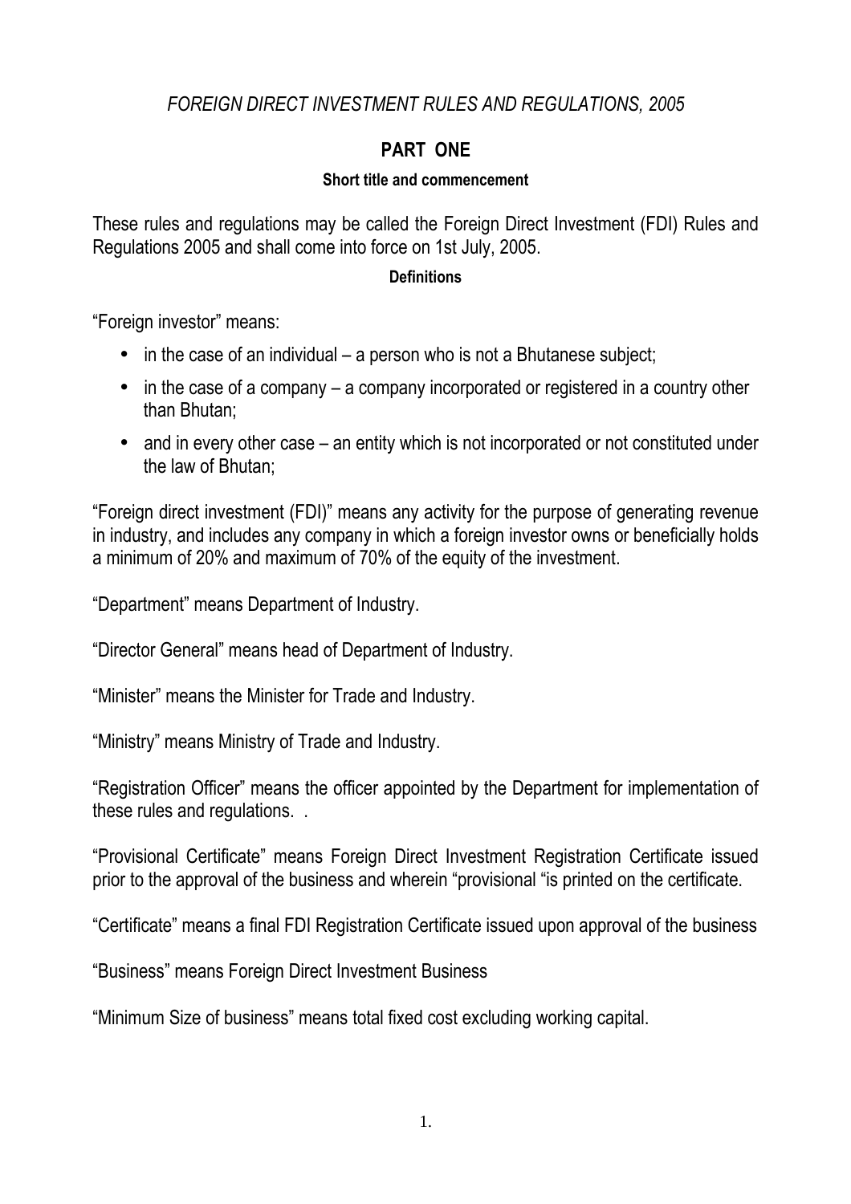*FOREIGN DIRECT INVESTMENT RULES AND REGULATIONS, 2005*

# PART ONE

#### Short title and commencement

These rules and regulations may be called the Foreign Direct Investment (FDI) Rules and Regulations 2005 and shall come into force on 1st July, 2005.

#### Definitions

"Foreign investor" means:

- in the case of an individual – a person who is not a Bhutanese subject;
- in the case of a company – a company incorporated or registered in a country other than Bhutan;
- and in every other case – an entity which is not incorporated or not constituted under the law of Bhutan;

"Foreign direct investment (FDI)" means any activity for the purpose of generating revenue in industry, and includes any company in which a foreign investor owns or beneficially holds a minimum of 20% and maximum of 70% of the equity of the investment.

"Department" means Department of Industry.

"Director General" means head of Department of Industry.

"Minister" means the Minister for Trade and Industry.

"Ministry" means Ministry of Trade and Industry.

"Registration Officer" means the officer appointed by the Department for implementation of these rules and regulations. .

"Provisional Certificate" means Foreign Direct Investment Registration Certificate issued prior to the approval of the business and wherein "provisional "is printed on the certificate.

"Certificate" means a final FDI Registration Certificate issued upon approval of the business

"Business" means Foreign Direct Investment Business

"Minimum Size of business" means total fixed cost excluding working capital.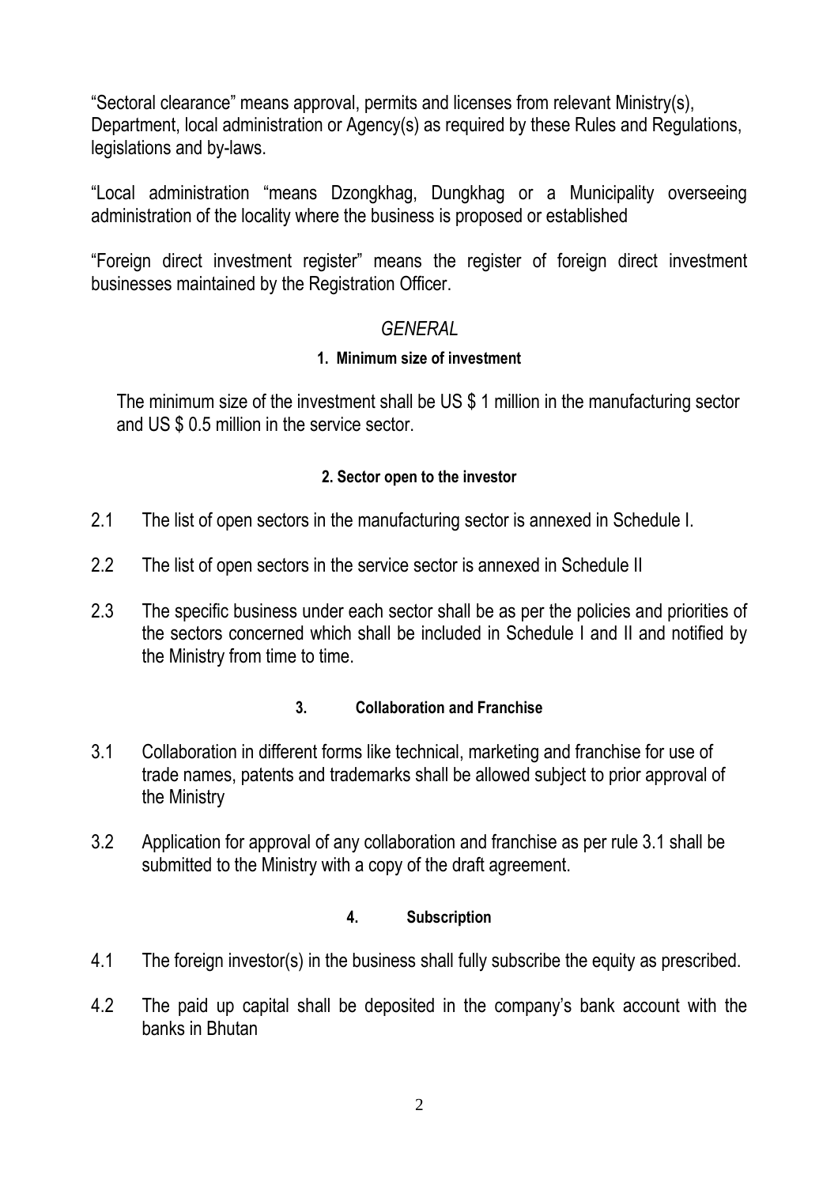"Sectoral clearance" means approval, permits and licenses from relevant Ministry(s), Department, local administration or Agency(s) as required by these Rules and Regulations, legislations and by-laws.

"Local administration "means Dzongkhag, Dungkhag or a Municipality overseeing administration of the locality where the business is proposed or established

"Foreign direct investment register" means the register of foreign direct investment businesses maintained by the Registration Officer.

## *GENERAL*

### 1. Minimum size of investment

The minimum size of the investment shall be US $ 1 million in the manufacturing sector and US $ 0.5 million in the service sector.

### 2. Sector open to the investor

2.1 The list of open sectors in the manufacturing sector is annexed in Schedule I.

2.2 The list of open sectors in the service sector is annexed in Schedule II

2.3 The specific business under each sector shall be as per the policies and priorities of the sectors concerned which shall be included in Schedule I and II and notified by the Ministry from time to time.

### 3. Collaboration and Franchise

3.1 Collaboration in different forms like technical, marketing and franchise for use of trade names, patents and trademarks shall be allowed subject to prior approval of the Ministry

3.2 Application for approval of any collaboration and franchise as per rule 3.1 shall be submitted to the Ministry with a copy of the draft agreement.

### 4. Subscription

4.1 The foreign investor(s) in the business shall fully subscribe the equity as prescribed.

4.2 The paid up capital shall be deposited in the company's bank account with the banks in Bhutan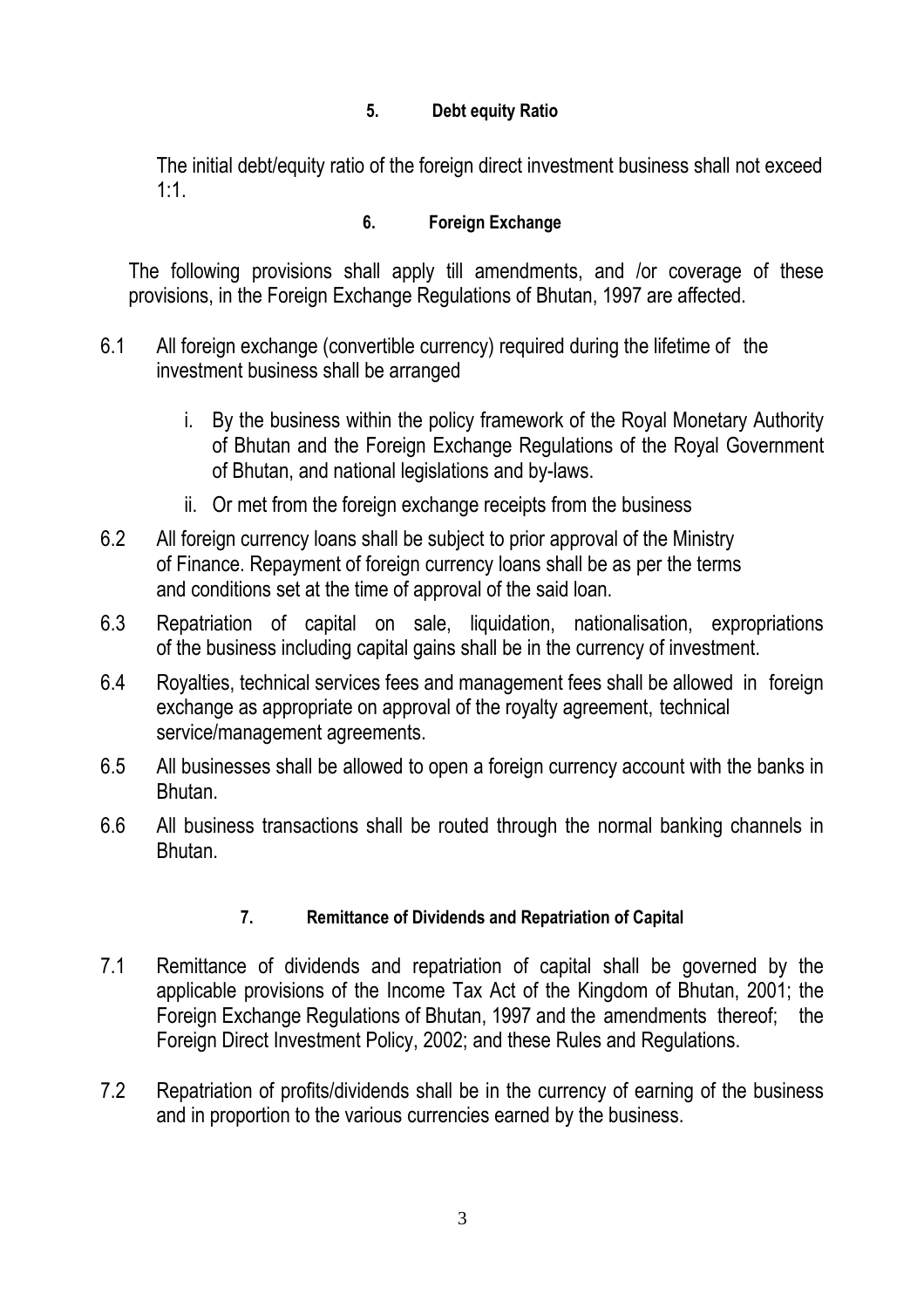## 5. Debt equity Ratio

The initial debt/equity ratio of the foreign direct investment business shall not exceed 1:1.

## 6. Foreign Exchange

The following provisions shall apply till amendments, and /or coverage of these provisions, in the Foreign Exchange Regulations of Bhutan, 1997 are affected.

6.1 All foreign exchange (convertible currency) required during the lifetime of the investment business shall be arranged

   i. By the business within the policy framework of the Royal Monetary Authority of Bhutan and the Foreign Exchange Regulations of the Royal Government of Bhutan, and national legislations and by-laws.

   ii. Or met from the foreign exchange receipts from the business

6.2 All foreign currency loans shall be subject to prior approval of the Ministry of Finance. Repayment of foreign currency loans shall be as per the terms and conditions set at the time of approval of the said loan.

6.3 Repatriation of capital on sale, liquidation, nationalisation, expropriations of the business including capital gains shall be in the currency of investment.

6.4 Royalties, technical services fees and management fees shall be allowed in foreign exchange as appropriate on approval of the royalty agreement, technical service/management agreements.

6.5 All businesses shall be allowed to open a foreign currency account with the banks in Bhutan.

6.6 All business transactions shall be routed through the normal banking channels in Bhutan.

## 7. Remittance of Dividends and Repatriation of Capital

7.1 Remittance of dividends and repatriation of capital shall be governed by the applicable provisions of the Income Tax Act of the Kingdom of Bhutan, 2001; the Foreign Exchange Regulations of Bhutan, 1997 and the amendments thereof; the Foreign Direct Investment Policy, 2002; and these Rules and Regulations.

7.2 Repatriation of profits/dividends shall be in the currency of earning of the business and in proportion to the various currencies earned by the business.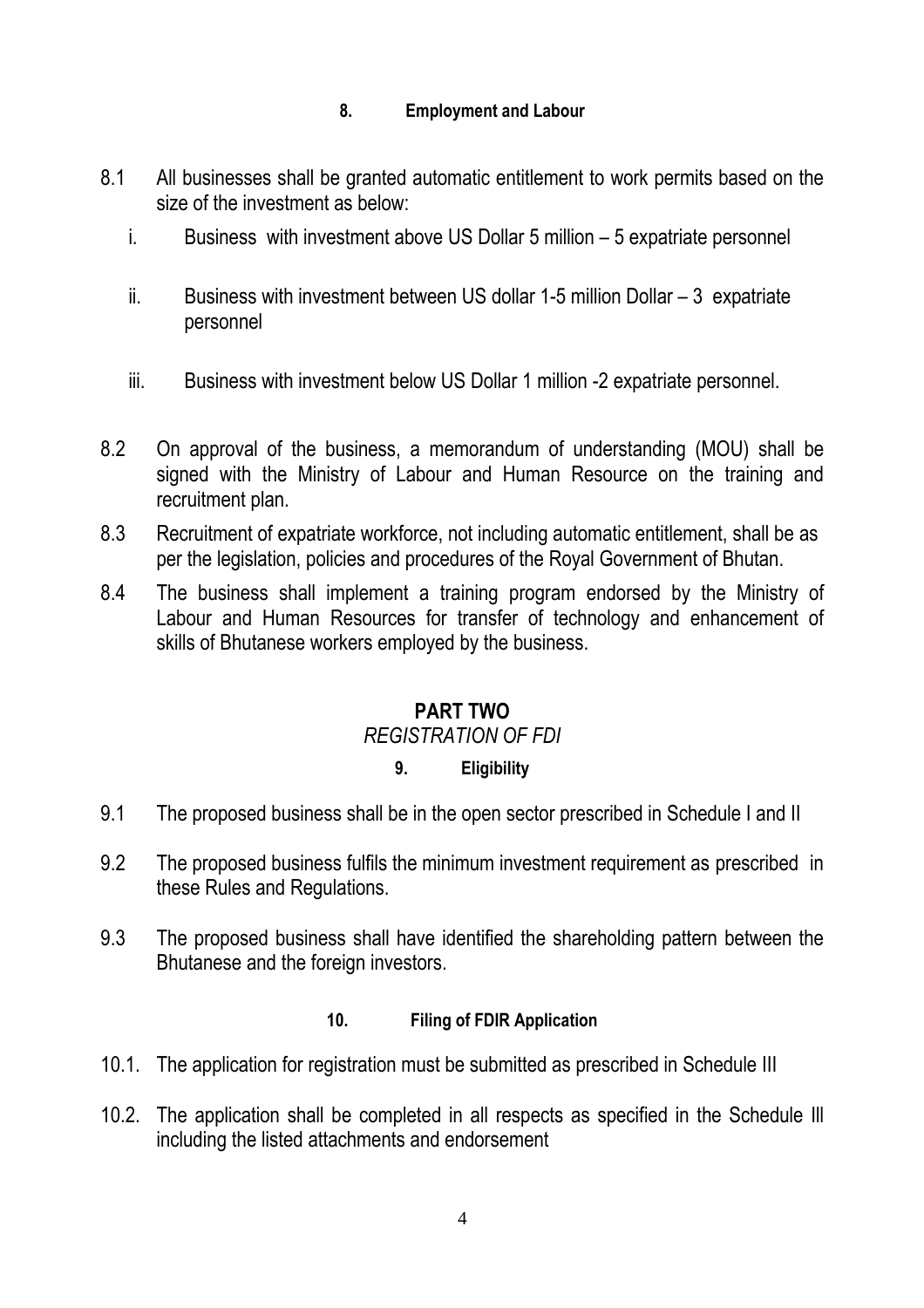#### 8. Employment and Labour

8.1 All businesses shall be granted automatic entitlement to work permits based on the size of the investment as below:

i. Business with investment above US Dollar 5 million – 5 expatriate personnel

ii. Business with investment between US dollar 1-5 million Dollar – 3 expatriate personnel

iii. Business with investment below US Dollar 1 million -2 expatriate personnel.

8.2 On approval of the business, a memorandum of understanding (MOU) shall be signed with the Ministry of Labour and Human Resource on the training and recruitment plan.

8.3 Recruitment of expatriate workforce, not including automatic entitlement, shall be as per the legislation, policies and procedures of the Royal Government of Bhutan.

8.4 The business shall implement a training program endorsed by the Ministry of Labour and Human Resources for transfer of technology and enhancement of skills of Bhutanese workers employed by the business.

## PART TWO

*REGISTRATION OF FDI*

#### 9. Eligibility

9.1 The proposed business shall be in the open sector prescribed in Schedule I and II

9.2 The proposed business fulfils the minimum investment requirement as prescribed in these Rules and Regulations.

9.3 The proposed business shall have identified the shareholding pattern between the Bhutanese and the foreign investors.

#### 10. Filing of FDIR Application

10.1. The application for registration must be submitted as prescribed in Schedule III

10.2. The application shall be completed in all respects as specified in the Schedule Ill including the listed attachments and endorsement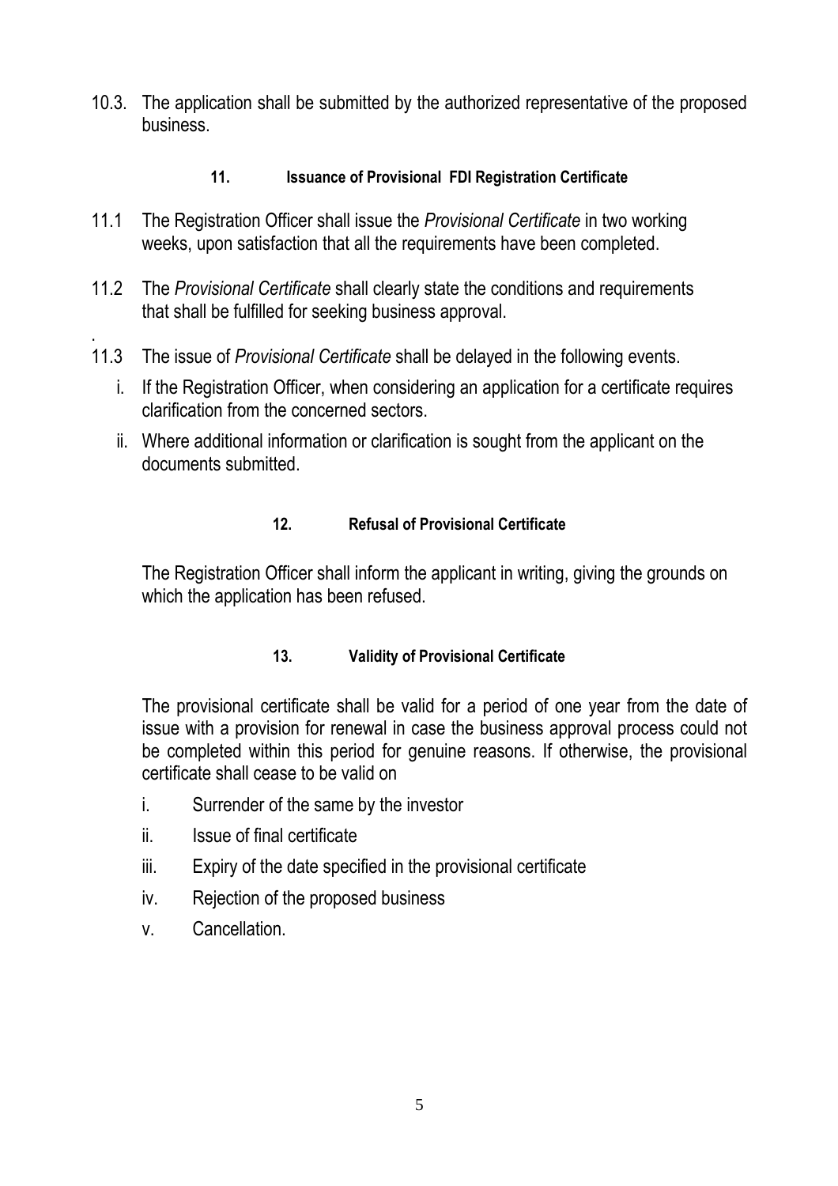10.3. The application shall be submitted by the authorized representative of the proposed business.

## 11. Issuance of Provisional FDI Registration Certificate

11.1 The Registration Officer shall issue the *Provisional Certificate* in two working weeks, upon satisfaction that all the requirements have been completed.

11.2 The *Provisional Certificate* shall clearly state the conditions and requirements that shall be fulfilled for seeking business approval.

11.3 The issue of *Provisional Certificate* shall be delayed in the following events.

i. If the Registration Officer, when considering an application for a certificate requires clarification from the concerned sectors.

ii. Where additional information or clarification is sought from the applicant on the documents submitted.

## 12. Refusal of Provisional Certificate

The Registration Officer shall inform the applicant in writing, giving the grounds on which the application has been refused.

## 13. Validity of Provisional Certificate

The provisional certificate shall be valid for a period of one year from the date of issue with a provision for renewal in case the business approval process could not be completed within this period for genuine reasons. If otherwise, the provisional certificate shall cease to be valid on

i. Surrender of the same by the investor

ii. Issue of final certificate

iii. Expiry of the date specified in the provisional certificate

iv. Rejection of the proposed business

v. Cancellation.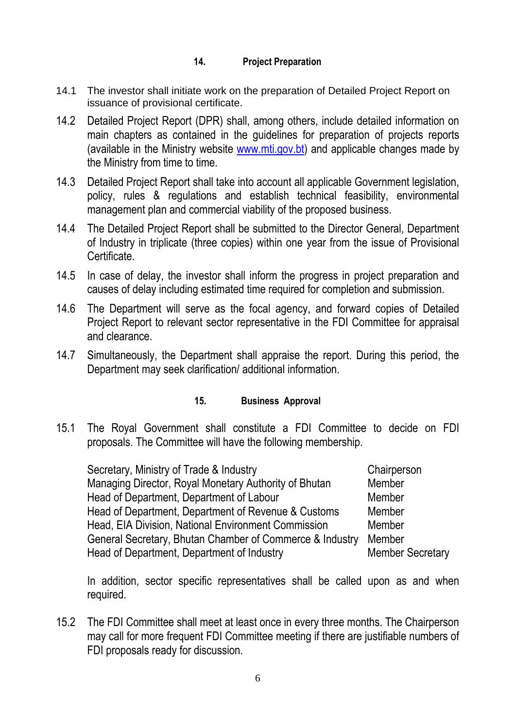## 14. Project Preparation

14.1 The investor shall initiate work on the preparation of Detailed Project Report on issuance of provisional certificate.

14.2 Detailed Project Report (DPR) shall, among others, include detailed information on main chapters as contained in the guidelines for preparation of projects reports (available in the Ministry website www.mti.gov.bt) and applicable changes made by the Ministry from time to time.

14.3 Detailed Project Report shall take into account all applicable Government legislation, policy, rules & regulations and establish technical feasibility, environmental management plan and commercial viability of the proposed business.

14.4 The Detailed Project Report shall be submitted to the Director General, Department of Industry in triplicate (three copies) within one year from the issue of Provisional Certificate.

14.5 In case of delay, the investor shall inform the progress in project preparation and causes of delay including estimated time required for completion and submission.

14.6 The Department will serve as the focal agency, and forward copies of Detailed Project Report to relevant sector representative in the FDI Committee for appraisal and clearance.

14.7 Simultaneously, the Department shall appraise the report. During this period, the Department may seek clarification/ additional information.

## 15. Business Approval

15.1 The Royal Government shall constitute a FDI Committee to decide on FDI proposals. The Committee will have the following membership.

| | |
|---|---|
| Secretary, Ministry of Trade & Industry | Chairperson |
| Managing Director, Royal Monetary Authority of Bhutan | Member |
| Head of Department, Department of Labour | Member |
| Head of Department, Department of Revenue & Customs | Member |
| Head, EIA Division, National Environment Commission | Member |
| General Secretary, Bhutan Chamber of Commerce & Industry | Member |
| Head of Department, Department of Industry | Member Secretary |

In addition, sector specific representatives shall be called upon as and when required.

15.2 The FDI Committee shall meet at least once in every three months. The Chairperson may call for more frequent FDI Committee meeting if there are justifiable numbers of FDI proposals ready for discussion.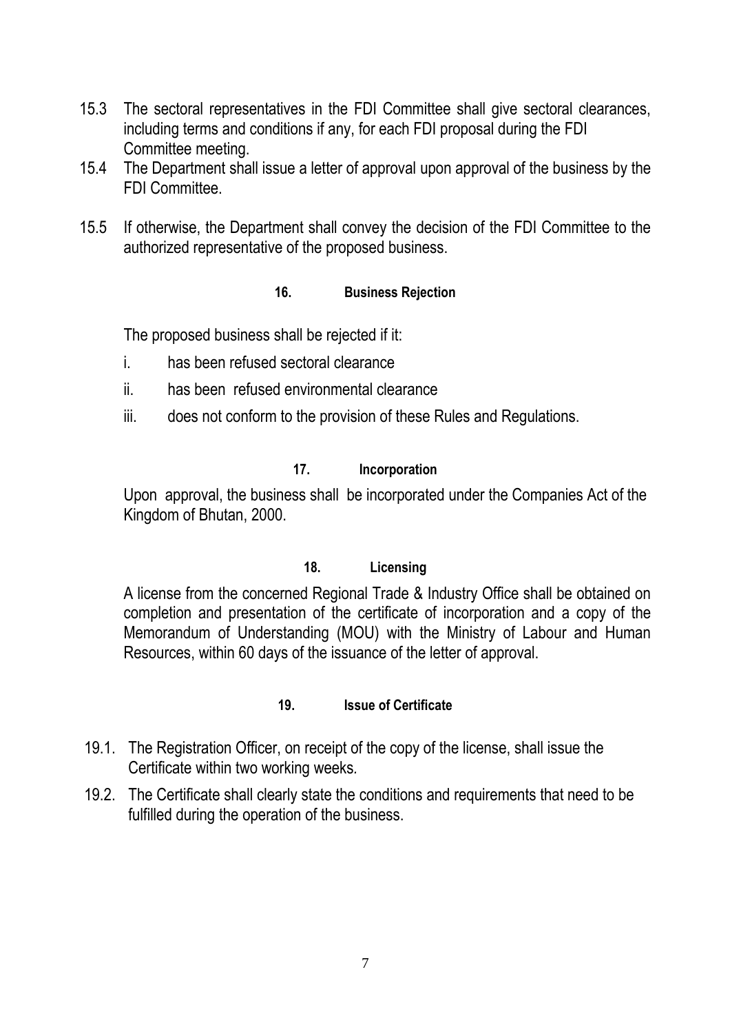15.3 The sectoral representatives in the FDI Committee shall give sectoral clearances, including terms and conditions if any, for each FDI proposal during the FDI Committee meeting.

15.4 The Department shall issue a letter of approval upon approval of the business by the FDI Committee.

15.5 If otherwise, the Department shall convey the decision of the FDI Committee to the authorized representative of the proposed business.

#### 16. Business Rejection

The proposed business shall be rejected if it:

i. has been refused sectoral clearance

ii. has been refused environmental clearance

iii. does not conform to the provision of these Rules and Regulations.

#### 17. Incorporation

Upon approval, the business shall be incorporated under the Companies Act of the Kingdom of Bhutan, 2000.

#### 18. Licensing

A license from the concerned Regional Trade & Industry Office shall be obtained on completion and presentation of the certificate of incorporation and a copy of the Memorandum of Understanding (MOU) with the Ministry of Labour and Human Resources, within 60 days of the issuance of the letter of approval.

#### 19. Issue of Certificate

19.1. The Registration Officer, on receipt of the copy of the license, shall issue the Certificate within two working weeks.

19.2. The Certificate shall clearly state the conditions and requirements that need to be fulfilled during the operation of the business.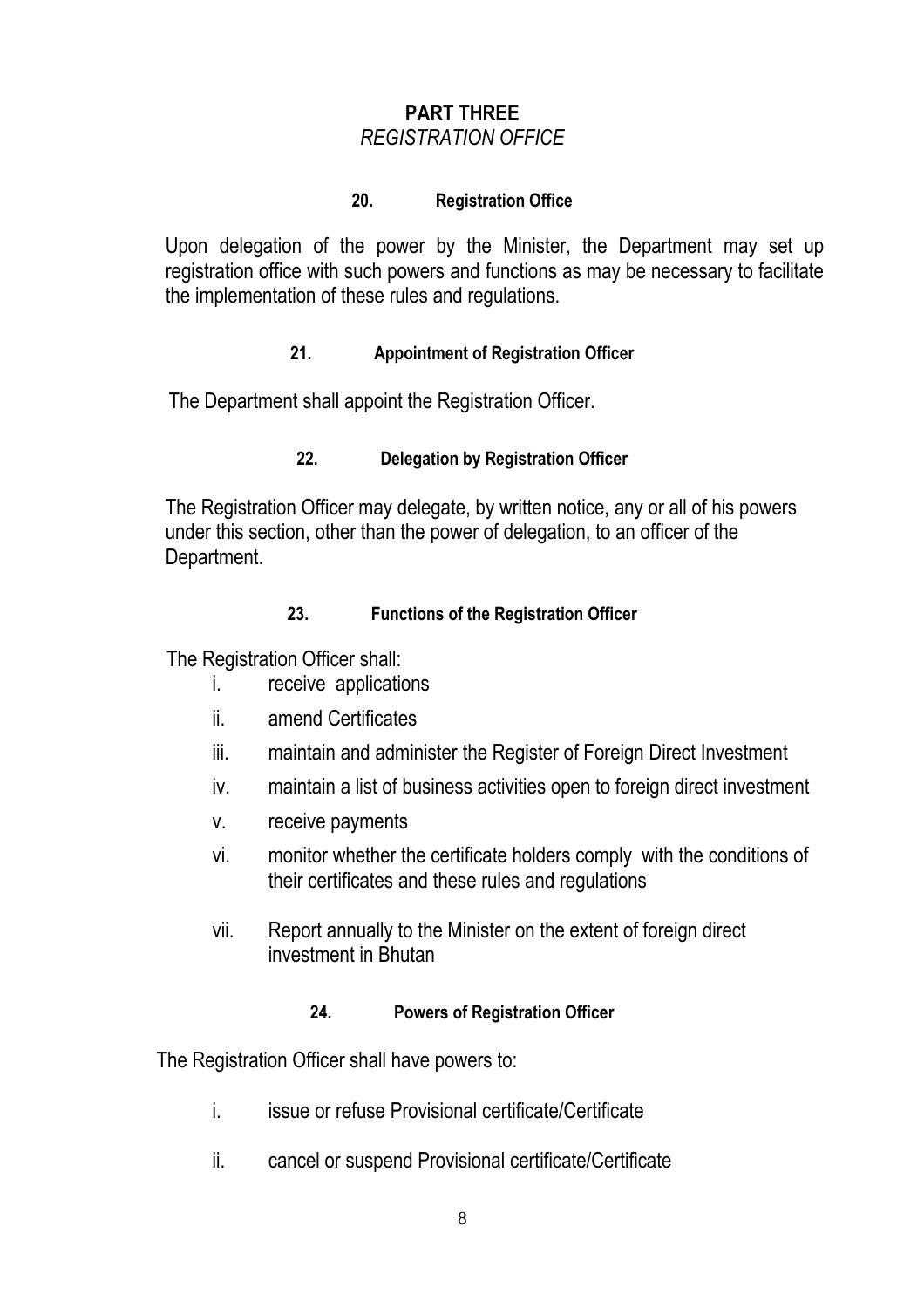# PART THREE

*REGISTRATION OFFICE*

### 20. Registration Office

Upon delegation of the power by the Minister, the Department may set up registration office with such powers and functions as may be necessary to facilitate the implementation of these rules and regulations.

### 21. Appointment of Registration Officer

The Department shall appoint the Registration Officer.

### 22. Delegation by Registration Officer

The Registration Officer may delegate, by written notice, any or all of his powers under this section, other than the power of delegation, to an officer of the Department.

### 23. Functions of the Registration Officer

The Registration Officer shall:

i. receive applications
ii. amend Certificates
iii. maintain and administer the Register of Foreign Direct Investment
iv. maintain a list of business activities open to foreign direct investment
v. receive payments
vi. monitor whether the certificate holders comply with the conditions of their certificates and these rules and regulations
vii. Report annually to the Minister on the extent of foreign direct investment in Bhutan

### 24. Powers of Registration Officer

The Registration Officer shall have powers to:

i. issue or refuse Provisional certificate/Certificate
ii. cancel or suspend Provisional certificate/Certificate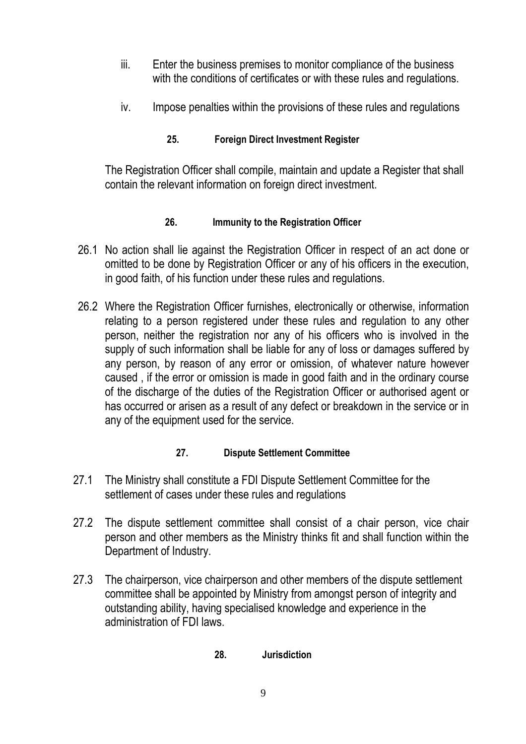iii. Enter the business premises to monitor compliance of the business with the conditions of certificates or with these rules and regulations.

iv. Impose penalties within the provisions of these rules and regulations

### 25. Foreign Direct Investment Register

The Registration Officer shall compile, maintain and update a Register that shall contain the relevant information on foreign direct investment.

### 26. Immunity to the Registration Officer

26.1 No action shall lie against the Registration Officer in respect of an act done or omitted to be done by Registration Officer or any of his officers in the execution, in good faith, of his function under these rules and regulations.

26.2 Where the Registration Officer furnishes, electronically or otherwise, information relating to a person registered under these rules and regulation to any other person, neither the registration nor any of his officers who is involved in the supply of such information shall be liable for any of loss or damages suffered by any person, by reason of any error or omission, of whatever nature however caused , if the error or omission is made in good faith and in the ordinary course of the discharge of the duties of the Registration Officer or authorised agent or has occurred or arisen as a result of any defect or breakdown in the service or in any of the equipment used for the service.

### 27. Dispute Settlement Committee

27.1 The Ministry shall constitute a FDI Dispute Settlement Committee for the settlement of cases under these rules and regulations

27.2 The dispute settlement committee shall consist of a chair person, vice chair person and other members as the Ministry thinks fit and shall function within the Department of Industry.

27.3 The chairperson, vice chairperson and other members of the dispute settlement committee shall be appointed by Ministry from amongst person of integrity and outstanding ability, having specialised knowledge and experience in the administration of FDI laws.

### 28. Jurisdiction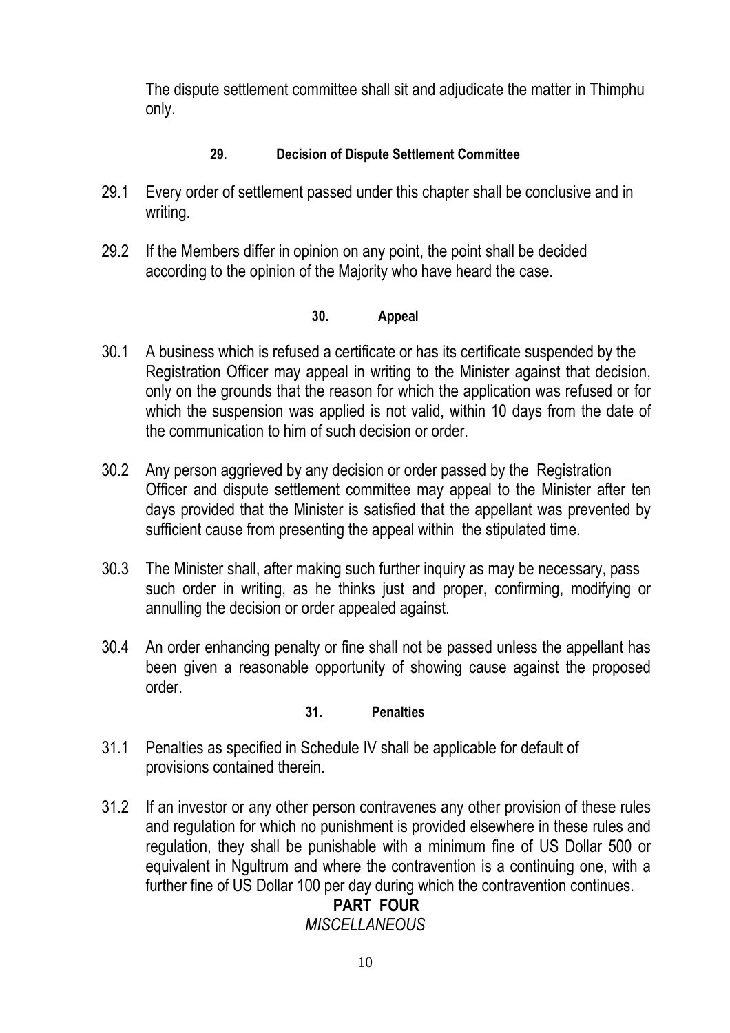The dispute settlement committee shall sit and adjudicate the matter in Thimphu only.

### 29. Decision of Dispute Settlement Committee

29.1 Every order of settlement passed under this chapter shall be conclusive and in writing.

29.2 If the Members differ in opinion on any point, the point shall be decided according to the opinion of the Majority who have heard the case.

### 30. Appeal

30.1 A business which is refused a certificate or has its certificate suspended by the Registration Officer may appeal in writing to the Minister against that decision, only on the grounds that the reason for which the application was refused or for which the suspension was applied is not valid, within 10 days from the date of the communication to him of such decision or order.

30.2 Any person aggrieved by any decision or order passed by the Registration Officer and dispute settlement committee may appeal to the Minister after ten days provided that the Minister is satisfied that the appellant was prevented by sufficient cause from presenting the appeal within the stipulated time.

30.3 The Minister shall, after making such further inquiry as may be necessary, pass such order in writing, as he thinks just and proper, confirming, modifying or annulling the decision or order appealed against.

30.4 An order enhancing penalty or fine shall not be passed unless the appellant has been given a reasonable opportunity of showing cause against the proposed order.

### 31. Penalties

31.1 Penalties as specified in Schedule IV shall be applicable for default of provisions contained therein.

31.2 If an investor or any other person contravenes any other provision of these rules and regulation for which no punishment is provided elsewhere in these rules and regulation, they shall be punishable with a minimum fine of US Dollar 500 or equivalent in Ngultrum and where the contravention is a continuing one, with a further fine of US Dollar 100 per day during which the contravention continues.

## PART FOUR
*MISCELLANEOUS*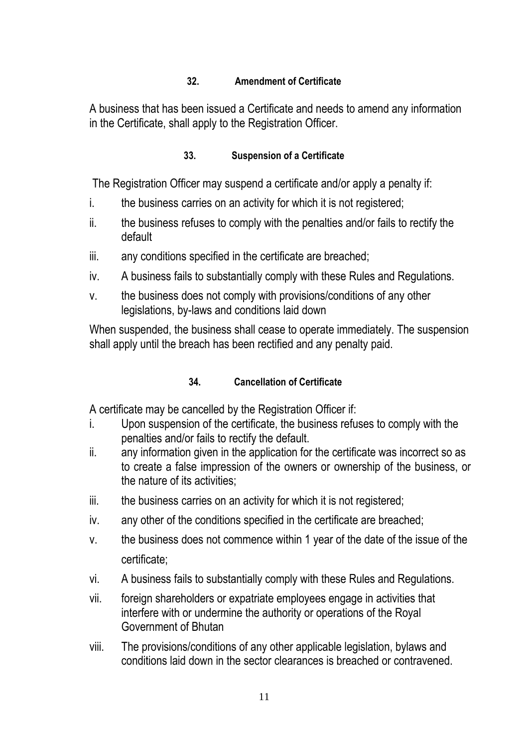### 32. Amendment of Certificate

A business that has been issued a Certificate and needs to amend any information in the Certificate, shall apply to the Registration Officer.

### 33. Suspension of a Certificate

The Registration Officer may suspend a certificate and/or apply a penalty if:

i. the business carries on an activity for which it is not registered;

ii. the business refuses to comply with the penalties and/or fails to rectify the default

iii. any conditions specified in the certificate are breached;

iv. A business fails to substantially comply with these Rules and Regulations.

v. the business does not comply with provisions/conditions of any other legislations, by-laws and conditions laid down

When suspended, the business shall cease to operate immediately. The suspension shall apply until the breach has been rectified and any penalty paid.

### 34. Cancellation of Certificate

A certificate may be cancelled by the Registration Officer if:

i. Upon suspension of the certificate, the business refuses to comply with the penalties and/or fails to rectify the default.

ii. any information given in the application for the certificate was incorrect so as to create a false impression of the owners or ownership of the business, or the nature of its activities;

iii. the business carries on an activity for which it is not registered;

iv. any other of the conditions specified in the certificate are breached;

v. the business does not commence within 1 year of the date of the issue of the certificate;

vi. A business fails to substantially comply with these Rules and Regulations.

vii. foreign shareholders or expatriate employees engage in activities that interfere with or undermine the authority or operations of the Royal Government of Bhutan

viii. The provisions/conditions of any other applicable legislation, bylaws and conditions laid down in the sector clearances is breached or contravened.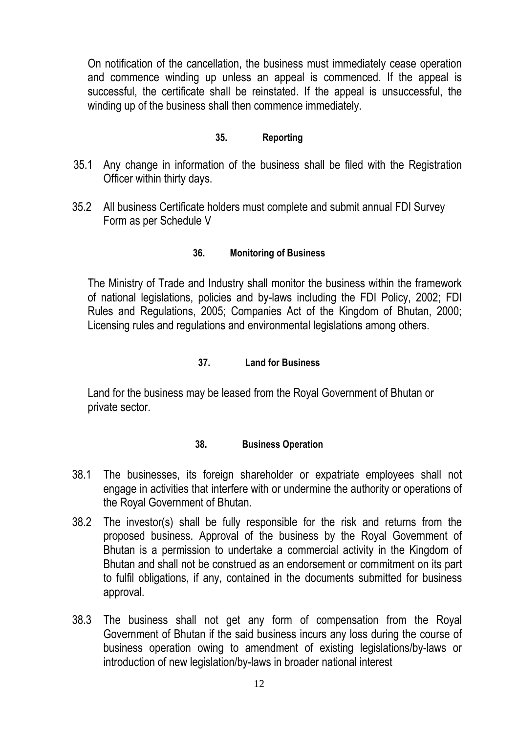On notification of the cancellation, the business must immediately cease operation and commence winding up unless an appeal is commenced. If the appeal is successful, the certificate shall be reinstated. If the appeal is unsuccessful, the winding up of the business shall then commence immediately.

### 35. Reporting

35.1 Any change in information of the business shall be filed with the Registration Officer within thirty days.

35.2 All business Certificate holders must complete and submit annual FDI Survey Form as per Schedule V

### 36. Monitoring of Business

The Ministry of Trade and Industry shall monitor the business within the framework of national legislations, policies and by-laws including the FDI Policy, 2002; FDI Rules and Regulations, 2005; Companies Act of the Kingdom of Bhutan, 2000; Licensing rules and regulations and environmental legislations among others.

### 37. Land for Business

Land for the business may be leased from the Royal Government of Bhutan or private sector.

### 38. Business Operation

38.1 The businesses, its foreign shareholder or expatriate employees shall not engage in activities that interfere with or undermine the authority or operations of the Royal Government of Bhutan.

38.2 The investor(s) shall be fully responsible for the risk and returns from the proposed business. Approval of the business by the Royal Government of Bhutan is a permission to undertake a commercial activity in the Kingdom of Bhutan and shall not be construed as an endorsement or commitment on its part to fulfil obligations, if any, contained in the documents submitted for business approval.

38.3 The business shall not get any form of compensation from the Royal Government of Bhutan if the said business incurs any loss during the course of business operation owing to amendment of existing legislations/by-laws or introduction of new legislation/by-laws in broader national interest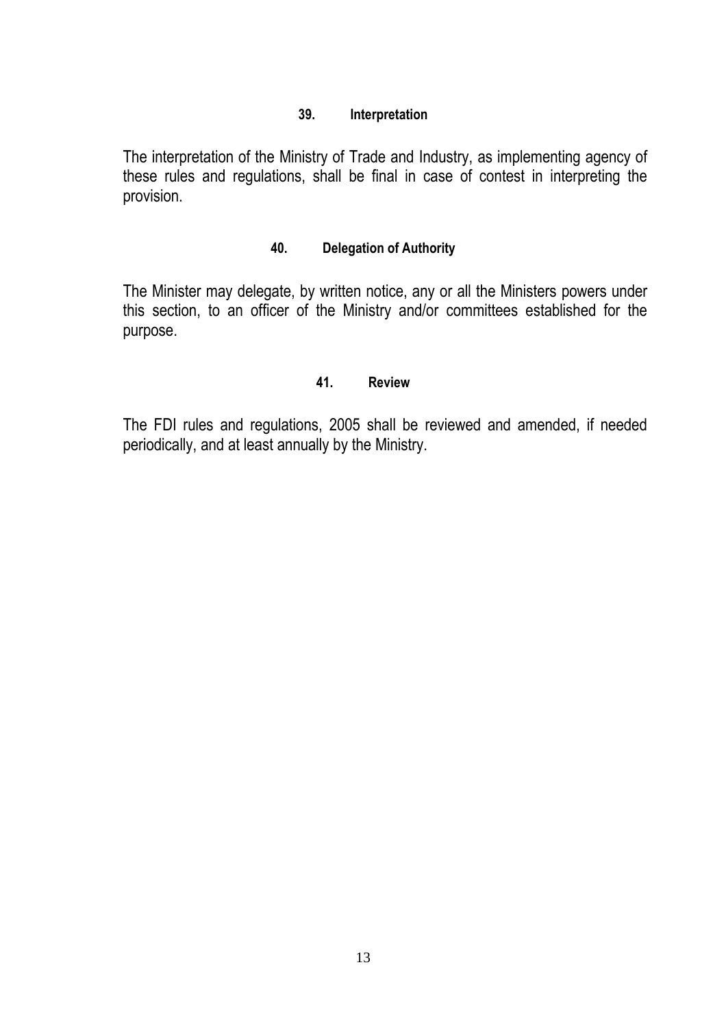### 39. Interpretation

The interpretation of the Ministry of Trade and Industry, as implementing agency of these rules and regulations, shall be final in case of contest in interpreting the provision.

### 40. Delegation of Authority

The Minister may delegate, by written notice, any or all the Ministers powers under this section, to an officer of the Ministry and/or committees established for the purpose.

### 41. Review

The FDI rules and regulations, 2005 shall be reviewed and amended, if needed periodically, and at least annually by the Ministry.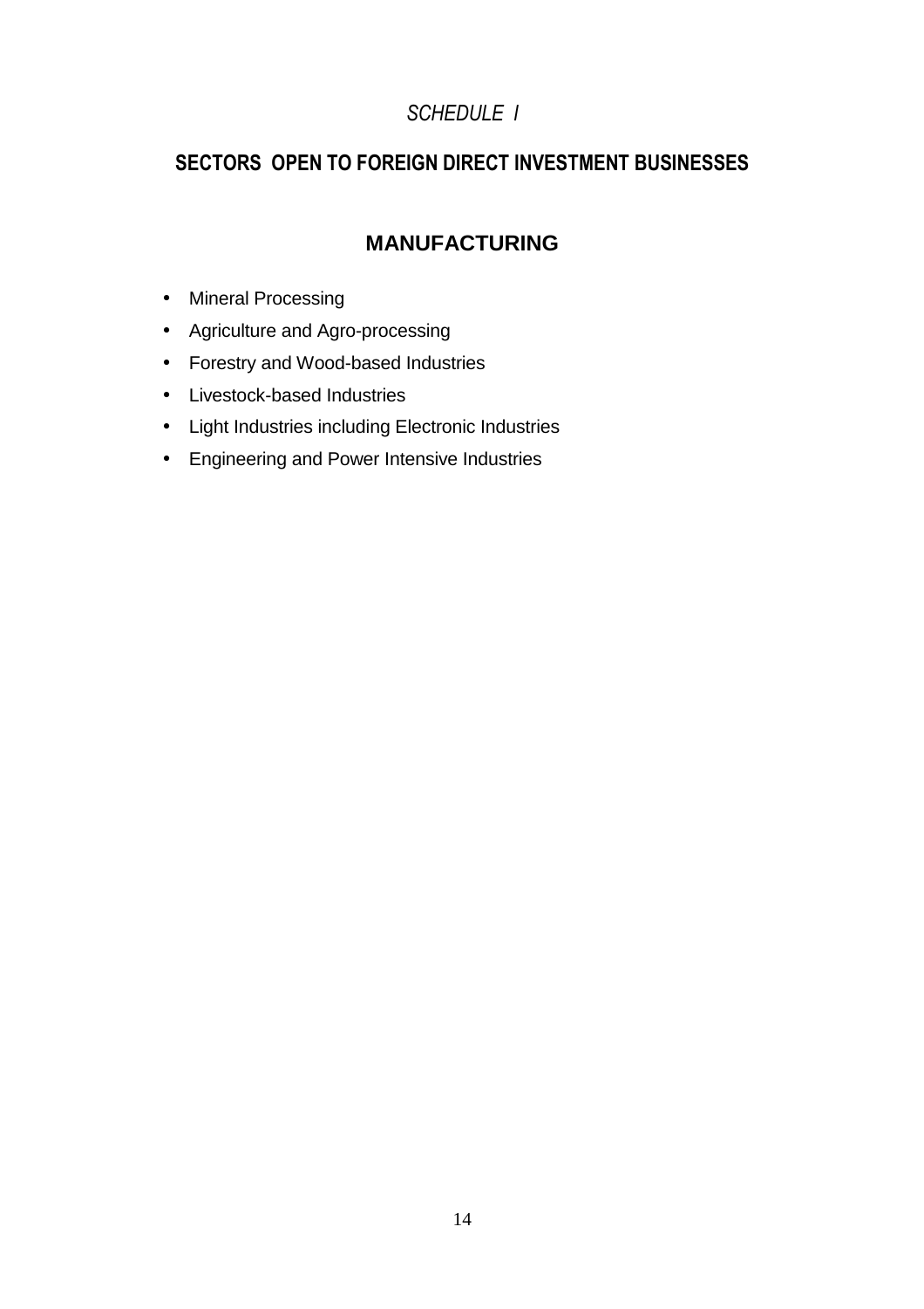*SCHEDULE I*

## SECTORS OPEN TO FOREIGN DIRECT INVESTMENT BUSINESSES

### MANUFACTURING

- Mineral Processing
- Agriculture and Agro-processing
- Forestry and Wood-based Industries
- Livestock-based Industries
- Light Industries including Electronic Industries
- Engineering and Power Intensive Industries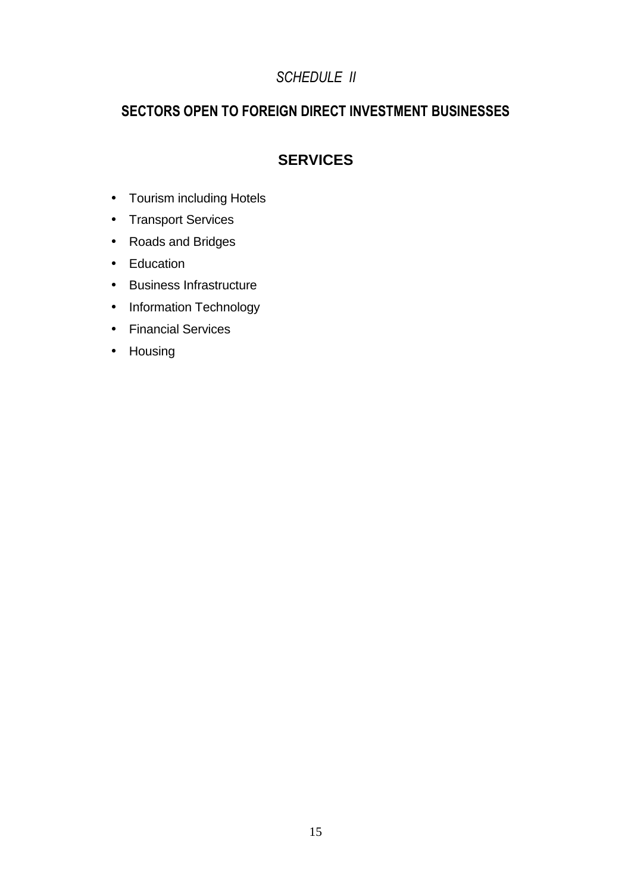*SCHEDULE II*

# SECTORS OPEN TO FOREIGN DIRECT INVESTMENT BUSINESSES

## SERVICES

- Tourism including Hotels
- Transport Services
- Roads and Bridges
- Education
- Business Infrastructure
- Information Technology
- Financial Services
- Housing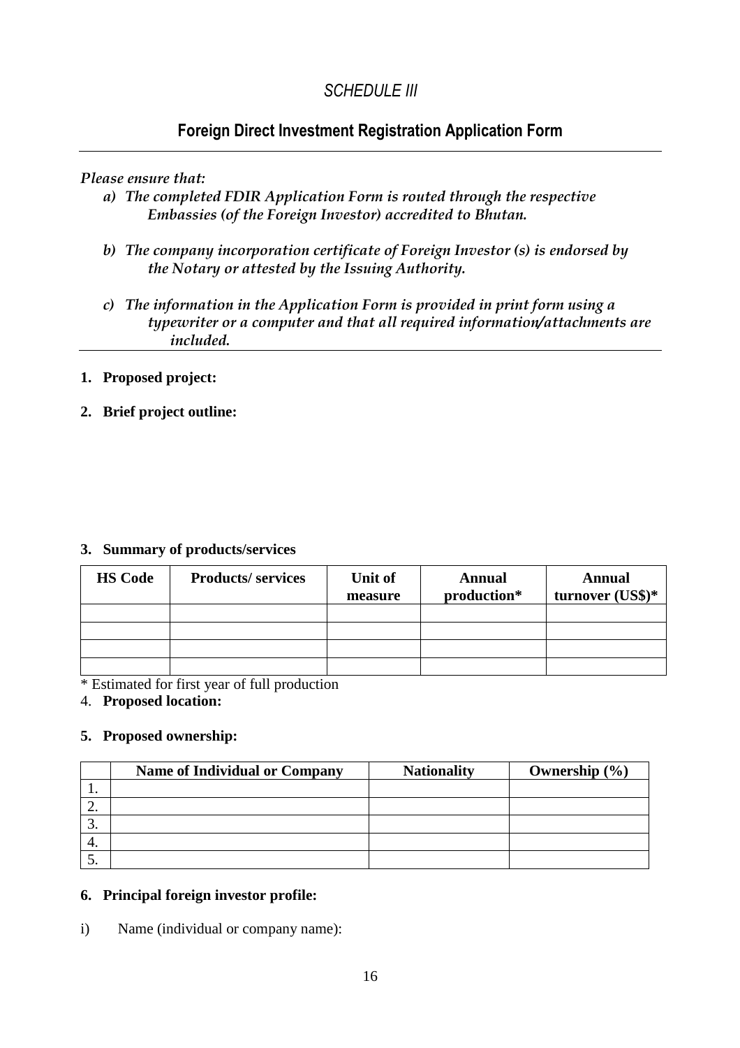*SCHEDULE III*

## Foreign Direct Investment Registration Application Form

---

*Please ensure that:*

a) *The completed FDIR Application Form is routed through the respective Embassies (of the Foreign Investor) accredited to Bhutan.*

b) *The company incorporation certificate of Foreign Investor (s) is endorsed by the Notary or attested by the Issuing Authority.*

c) *The information in the Application Form is provided in print form using a typewriter or a computer and that all required information/attachments are included.*

---

1. **Proposed project:**

2. **Brief project outline:**

3. **Summary of products/services**

| HS Code | Products/ services | Unit of measure | Annual production* | Annual turnover (US$)* |
|---|---|---|---|---|
| | | | | |
| | | | | |
| | | | | |
| | | | | |

\* Estimated for first year of full production

4. **Proposed location:**

5. **Proposed ownership:**

| | Name of Individual or Company | Nationality | Ownership (%) |
|---|---|---|---|
| 1. | | | |
| 2. | | | |
| 3. | | | |
| 4. | | | |
| 5. | | | |

6. **Principal foreign investor profile:**

i) Name (individual or company name):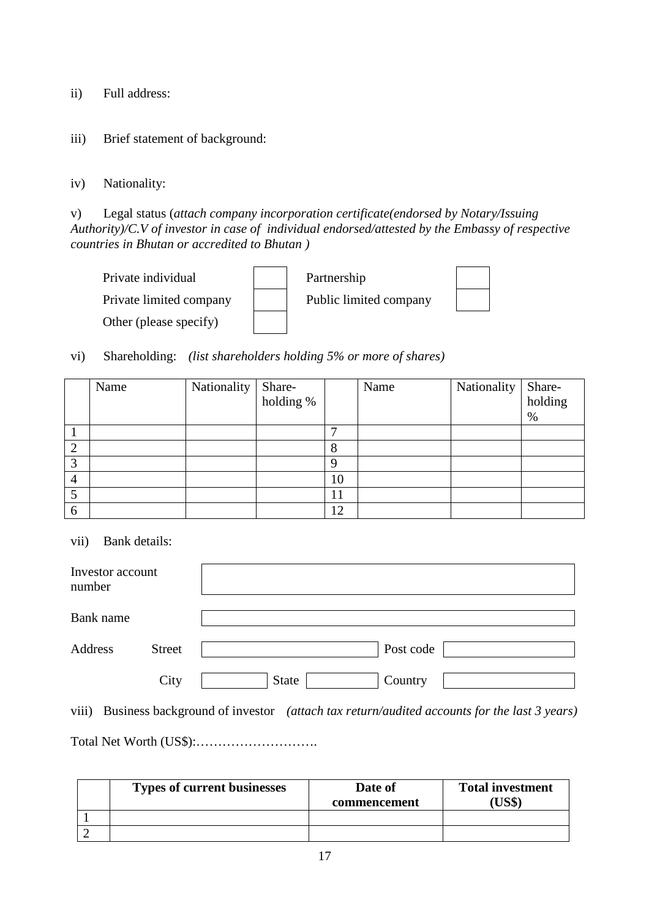ii) Full address:

iii) Brief statement of background:

iv) Nationality:

v) Legal status (*attach company incorporation certificate(endorsed by Notary/Issuing Authority)/C.V of investor in case of individual endorsed/attested by the Embassy of respective countries in Bhutan or accredited to Bhutan )*

| | | | |
|---|---|---|---|
| Private individual | ☐ | Partnership | ☐ |
| Private limited company | ☐ | Public limited company | ☐ |
| Other (please specify) | ☐ | | |

vi) Shareholding: *(list shareholders holding 5% or more of shares)*

| | Name | Nationality | Share-holding % | | Name | Nationality | Share-holding % |
|---|---|---|---|---|---|---|---|
| 1 | | | | 7 | | | |
| 2 | | | | 8 | | | |
| 3 | | | | 9 | | | |
| 4 | | | | 10 | | | |
| 5 | | | | 11 | | | |
| 6 | | | | 12 | | | |

vii) Bank details:

| | | | | | |
|---|---|---|---|---|---|
| Investor account number | | | | | |
| Bank name | | | | | |
| Address | Street | | | Post code | |
| | City | | State | Country | |

viii) Business background of investor *(attach tax return/audited accounts for the last 3 years)*

Total Net Worth (US$):……………………….

| | **Types of current businesses** | **Date of commencement** | **Total investment (US$)** |
|---|---|---|---|
| 1 | | | |
| 2 | | | |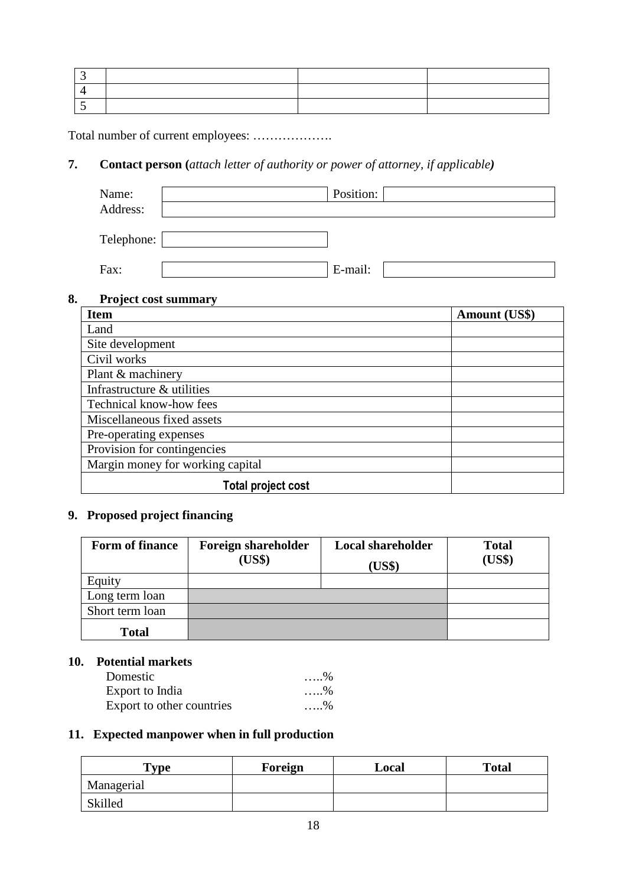| 3 | | | |
|---|---|---|---|
| 4 | | | |
| 5 | | | |

Total number of current employees: ……………….

**7. Contact person (***attach letter of authority or power of attorney, if applicable***)**

| | | | |
|---|---|---|---|
| Name: | | Position: | |
| Address: | | | |
| Telephone: | | | |
| Fax: | | E-mail: | |

**8. Project cost summary**

| Item | Amount (US$) |
|---|---|
| Land | |
| Site development | |
| Civil works | |
| Plant & machinery | |
| Infrastructure & utilities | |
| Technical know-how fees | |
| Miscellaneous fixed assets | |
| Pre-operating expenses | |
| Provision for contingencies | |
| Margin money for working capital | |
| **Total project cost** | |

**9. Proposed project financing**

| Form of finance | Foreign shareholder (US$) | Local shareholder (US$) | Total (US$) |
|---|---|---|---|
| Equity | | | |
| Long term loan | | | |
| Short term loan | | | |
| **Total** | | | |

**10. Potential markets**

Domestic …..%
Export to India …..%
Export to other countries …..%

**11. Expected manpower when in full production**

| Type | Foreign | Local | Total |
|---|---|---|---|
| Managerial | | | |
| Skilled | | | |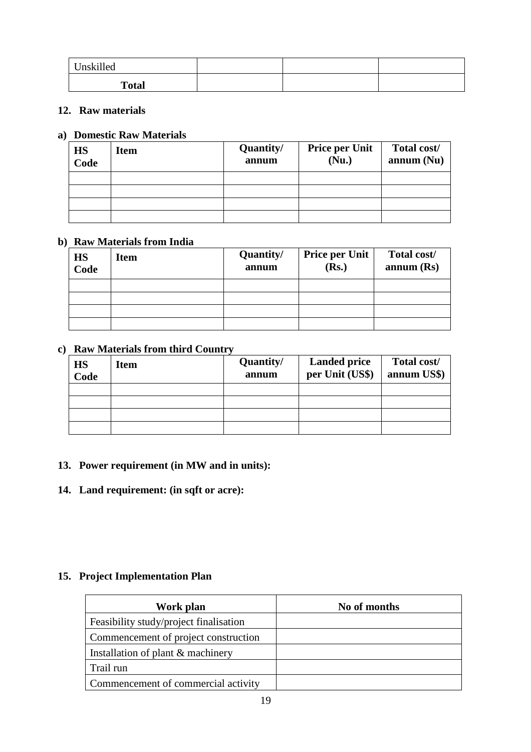| Unskilled | | | |
|---|---|---|---|
| **Total** | | | |

**12. Raw materials**

**a) Domestic Raw Materials**

| HS Code | Item | Quantity/ annum | Price per Unit (Nu.) | Total cost/ annum (Nu) |
|---|---|---|---|---|
| | | | | |
| | | | | |
| | | | | |
| | | | | |

**b) Raw Materials from India**

| HS Code | Item | Quantity/ annum | Price per Unit (Rs.) | Total cost/ annum (Rs) |
|---|---|---|---|---|
| | | | | |
| | | | | |
| | | | | |
| | | | | |

**c) Raw Materials from third Country**

| HS Code | Item | Quantity/ annum | Landed price per Unit (US$) | Total cost/ annum US$) |
|---|---|---|---|---|
| | | | | |
| | | | | |
| | | | | |
| | | | | |

**13. Power requirement (in MW and in units):**

**14. Land requirement: (in sqft or acre):**

**15. Project Implementation Plan**

| Work plan | No of months |
|---|---|
| Feasibility study/project finalisation | |
| Commencement of project construction | |
| Installation of plant & machinery | |
| Trail run | |
| Commencement of commercial activity | |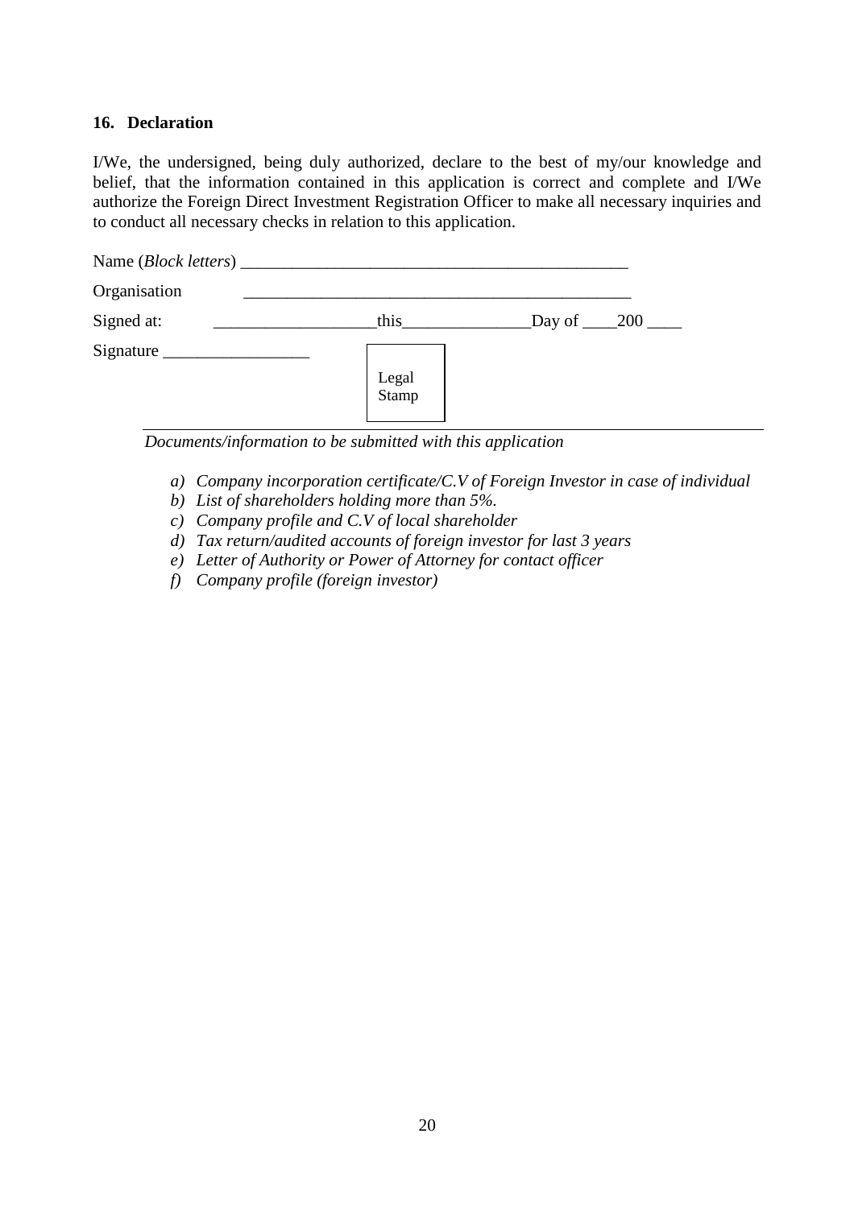### 16. Declaration

I/We, the undersigned, being duly authorized, declare to the best of my/our knowledge and belief, that the information contained in this application is correct and complete and I/We authorize the Foreign Direct Investment Registration Officer to make all necessary inquiries and to conduct all necessary checks in relation to this application.

Name (*Block letters*) _______________________________________________

Organisation _______________________________________________

Signed at: ___________________this_______________Day of ____200 ____

Signature _________________

Legal Stamp

---

*Documents/information to be submitted with this application*

a) *Company incorporation certificate/C.V of Foreign Investor in case of individual*
b) *List of shareholders holding more than 5%.*
c) *Company profile and C.V of local shareholder*
d) *Tax return/audited accounts of foreign investor for last 3 years*
e) *Letter of Authority or Power of Attorney for contact officer*
f) *Company profile (foreign investor)*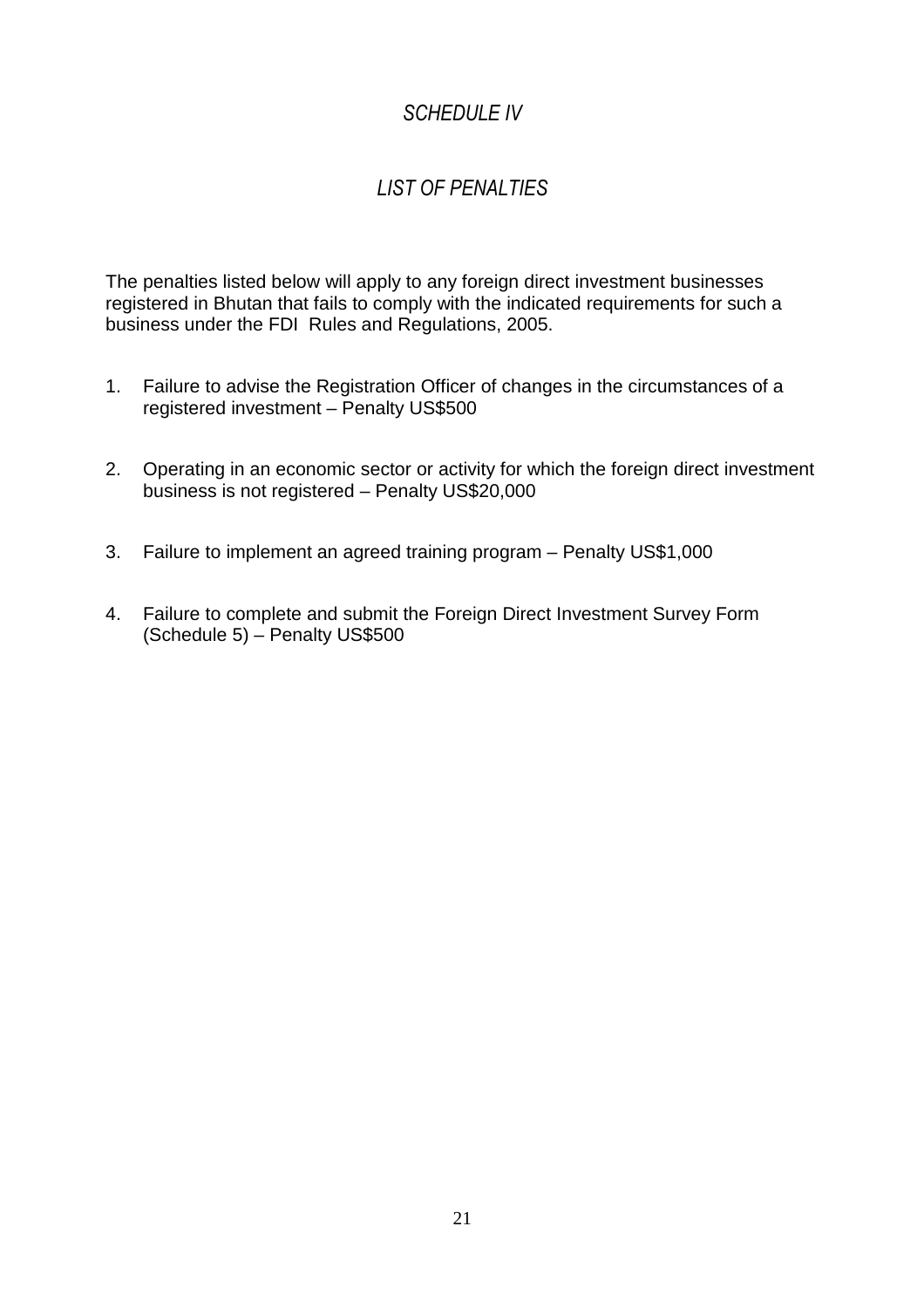## *SCHEDULE IV*

## *LIST OF PENALTIES*

The penalties listed below will apply to any foreign direct investment businesses registered in Bhutan that fails to comply with the indicated requirements for such a business under the FDI Rules and Regulations, 2005.

1. Failure to advise the Registration Officer of changes in the circumstances of a registered investment – Penalty US$500

2. Operating in an economic sector or activity for which the foreign direct investment business is not registered – Penalty US$20,000

3. Failure to implement an agreed training program – Penalty US$1,000

4. Failure to complete and submit the Foreign Direct Investment Survey Form (Schedule 5) – Penalty US$500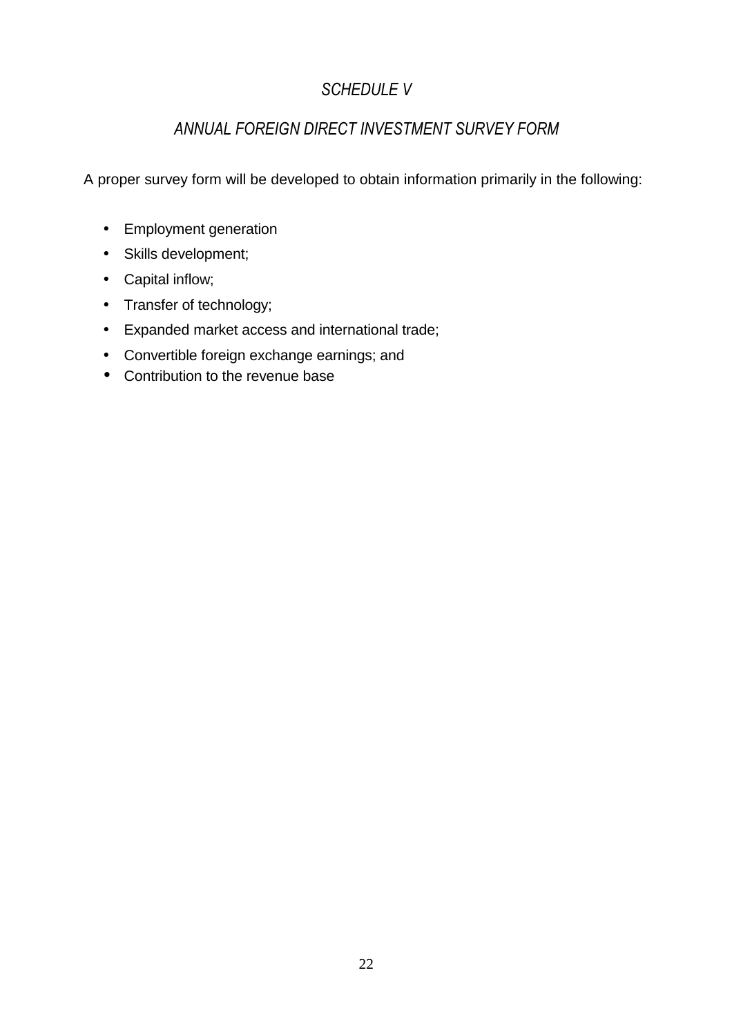## *SCHEDULE V*

## *ANNUAL FOREIGN DIRECT INVESTMENT SURVEY FORM*

A proper survey form will be developed to obtain information primarily in the following:

- Employment generation
- Skills development;
- Capital inflow;
- Transfer of technology;
- Expanded market access and international trade;
- Convertible foreign exchange earnings; and
- Contribution to the revenue base